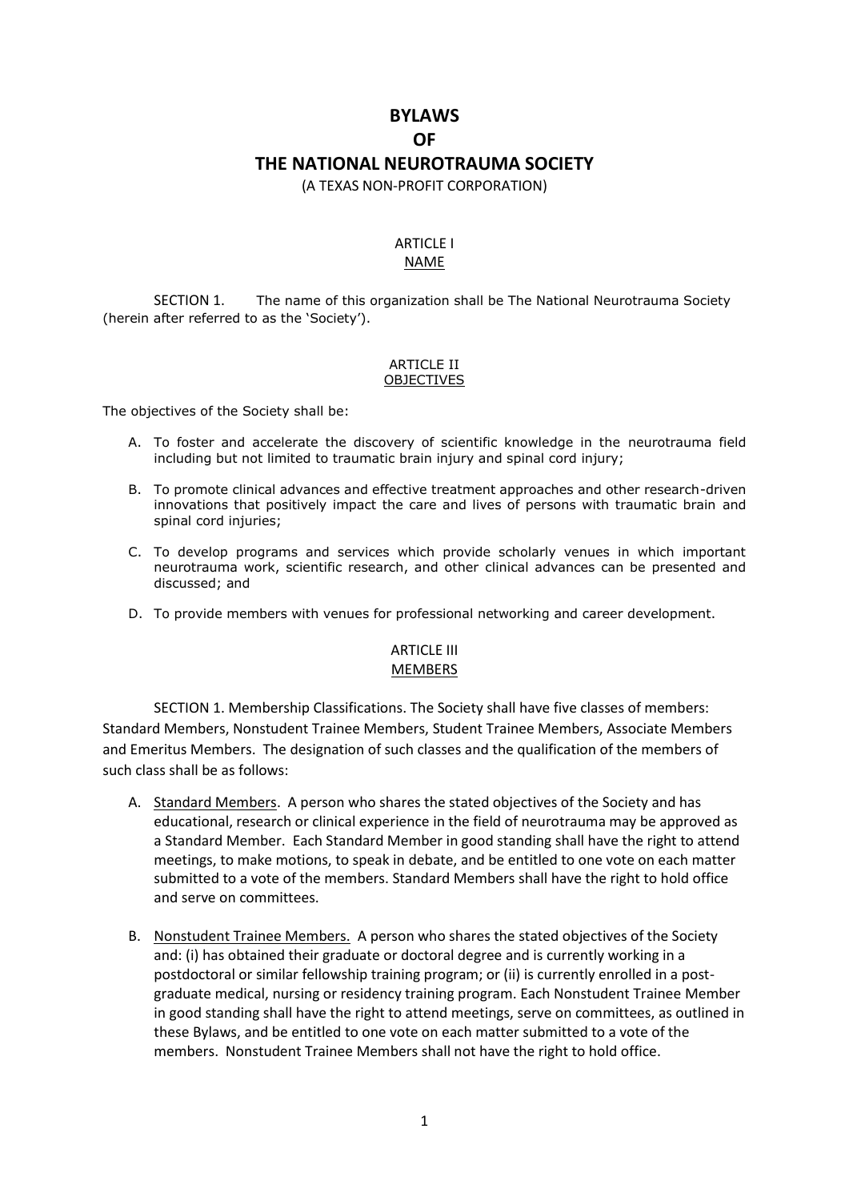# BYLAWS
# OF
# THE NATIONAL NEUROTRAUMA SOCIETY

(A TEXAS NON-PROFIT CORPORATION)

## ARTICLE I
## NAME

SECTION 1. The name of this organization shall be The National Neurotrauma Society (herein after referred to as the 'Society').

## ARTICLE II
## OBJECTIVES

The objectives of the Society shall be:

A. To foster and accelerate the discovery of scientific knowledge in the neurotrauma field including but not limited to traumatic brain injury and spinal cord injury;

B. To promote clinical advances and effective treatment approaches and other research-driven innovations that positively impact the care and lives of persons with traumatic brain and spinal cord injuries;

C. To develop programs and services which provide scholarly venues in which important neurotrauma work, scientific research, and other clinical advances can be presented and discussed; and

D. To provide members with venues for professional networking and career development.

## ARTICLE III
## MEMBERS

SECTION 1. Membership Classifications. The Society shall have five classes of members: Standard Members, Nonstudent Trainee Members, Student Trainee Members, Associate Members and Emeritus Members. The designation of such classes and the qualification of the members of such class shall be as follows:

A. Standard Members. A person who shares the stated objectives of the Society and has educational, research or clinical experience in the field of neurotrauma may be approved as a Standard Member. Each Standard Member in good standing shall have the right to attend meetings, to make motions, to speak in debate, and be entitled to one vote on each matter submitted to a vote of the members. Standard Members shall have the right to hold office and serve on committees.

B. Nonstudent Trainee Members. A person who shares the stated objectives of the Society and: (i) has obtained their graduate or doctoral degree and is currently working in a postdoctoral or similar fellowship training program; or (ii) is currently enrolled in a post-graduate medical, nursing or residency training program. Each Nonstudent Trainee Member in good standing shall have the right to attend meetings, serve on committees, as outlined in these Bylaws, and be entitled to one vote on each matter submitted to a vote of the members. Nonstudent Trainee Members shall not have the right to hold office.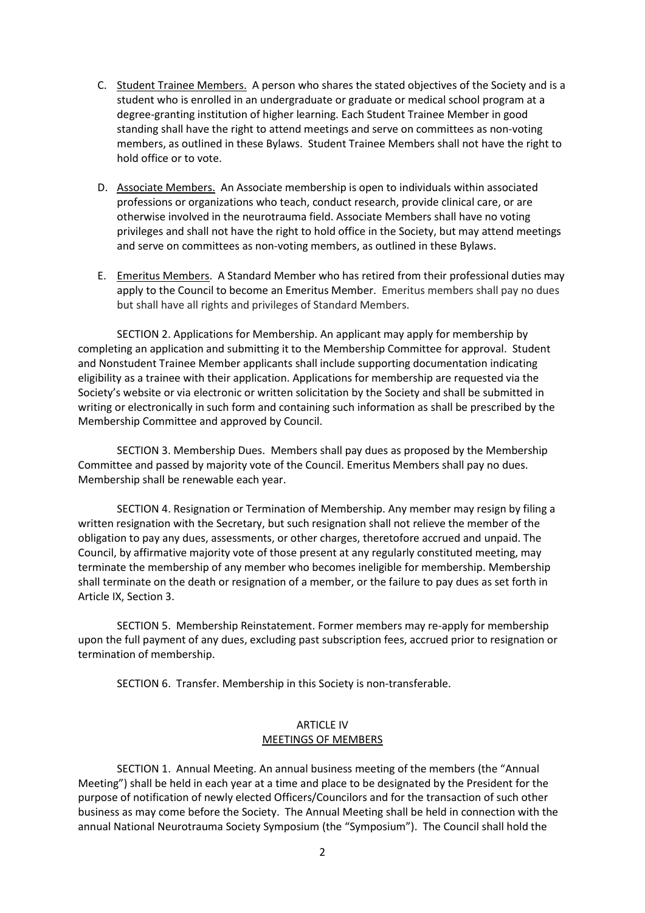C. Student Trainee Members. A person who shares the stated objectives of the Society and is a student who is enrolled in an undergraduate or graduate or medical school program at a degree-granting institution of higher learning. Each Student Trainee Member in good standing shall have the right to attend meetings and serve on committees as non-voting members, as outlined in these Bylaws. Student Trainee Members shall not have the right to hold office or to vote.

D. Associate Members. An Associate membership is open to individuals within associated professions or organizations who teach, conduct research, provide clinical care, or are otherwise involved in the neurotrauma field. Associate Members shall have no voting privileges and shall not have the right to hold office in the Society, but may attend meetings and serve on committees as non-voting members, as outlined in these Bylaws.

E. Emeritus Members. A Standard Member who has retired from their professional duties may apply to the Council to become an Emeritus Member. Emeritus members shall pay no dues but shall have all rights and privileges of Standard Members.

SECTION 2. Applications for Membership. An applicant may apply for membership by completing an application and submitting it to the Membership Committee for approval. Student and Nonstudent Trainee Member applicants shall include supporting documentation indicating eligibility as a trainee with their application. Applications for membership are requested via the Society's website or via electronic or written solicitation by the Society and shall be submitted in writing or electronically in such form and containing such information as shall be prescribed by the Membership Committee and approved by Council.

SECTION 3. Membership Dues. Members shall pay dues as proposed by the Membership Committee and passed by majority vote of the Council. Emeritus Members shall pay no dues. Membership shall be renewable each year.

SECTION 4. Resignation or Termination of Membership. Any member may resign by filing a written resignation with the Secretary, but such resignation shall not relieve the member of the obligation to pay any dues, assessments, or other charges, theretofore accrued and unpaid. The Council, by affirmative majority vote of those present at any regularly constituted meeting, may terminate the membership of any member who becomes ineligible for membership. Membership shall terminate on the death or resignation of a member, or the failure to pay dues as set forth in Article IX, Section 3.

SECTION 5. Membership Reinstatement. Former members may re-apply for membership upon the full payment of any dues, excluding past subscription fees, accrued prior to resignation or termination of membership.

SECTION 6. Transfer. Membership in this Society is non-transferable.

## ARTICLE IV
## MEETINGS OF MEMBERS

SECTION 1. Annual Meeting. An annual business meeting of the members (the "Annual Meeting") shall be held in each year at a time and place to be designated by the President for the purpose of notification of newly elected Officers/Councilors and for the transaction of such other business as may come before the Society. The Annual Meeting shall be held in connection with the annual National Neurotrauma Society Symposium (the "Symposium"). The Council shall hold the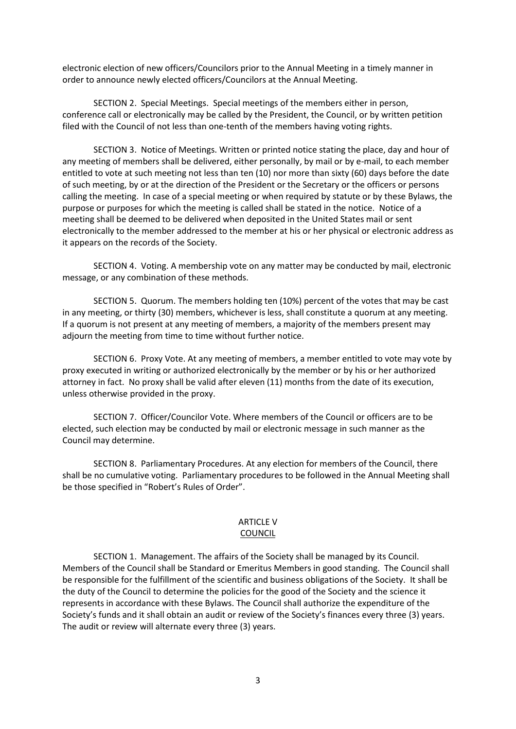electronic election of new officers/Councilors prior to the Annual Meeting in a timely manner in order to announce newly elected officers/Councilors at the Annual Meeting.

SECTION 2. Special Meetings. Special meetings of the members either in person, conference call or electronically may be called by the President, the Council, or by written petition filed with the Council of not less than one-tenth of the members having voting rights.

SECTION 3. Notice of Meetings. Written or printed notice stating the place, day and hour of any meeting of members shall be delivered, either personally, by mail or by e-mail, to each member entitled to vote at such meeting not less than ten (10) nor more than sixty (60) days before the date of such meeting, by or at the direction of the President or the Secretary or the officers or persons calling the meeting. In case of a special meeting or when required by statute or by these Bylaws, the purpose or purposes for which the meeting is called shall be stated in the notice. Notice of a meeting shall be deemed to be delivered when deposited in the United States mail or sent electronically to the member addressed to the member at his or her physical or electronic address as it appears on the records of the Society.

SECTION 4. Voting. A membership vote on any matter may be conducted by mail, electronic message, or any combination of these methods.

SECTION 5. Quorum. The members holding ten (10%) percent of the votes that may be cast in any meeting, or thirty (30) members, whichever is less, shall constitute a quorum at any meeting. If a quorum is not present at any meeting of members, a majority of the members present may adjourn the meeting from time to time without further notice.

SECTION 6. Proxy Vote. At any meeting of members, a member entitled to vote may vote by proxy executed in writing or authorized electronically by the member or by his or her authorized attorney in fact. No proxy shall be valid after eleven (11) months from the date of its execution, unless otherwise provided in the proxy.

SECTION 7. Officer/Councilor Vote. Where members of the Council or officers are to be elected, such election may be conducted by mail or electronic message in such manner as the Council may determine.

SECTION 8. Parliamentary Procedures. At any election for members of the Council, there shall be no cumulative voting. Parliamentary procedures to be followed in the Annual Meeting shall be those specified in "Robert's Rules of Order".

## ARTICLE V
## COUNCIL

SECTION 1. Management. The affairs of the Society shall be managed by its Council. Members of the Council shall be Standard or Emeritus Members in good standing. The Council shall be responsible for the fulfillment of the scientific and business obligations of the Society. It shall be the duty of the Council to determine the policies for the good of the Society and the science it represents in accordance with these Bylaws. The Council shall authorize the expenditure of the Society's funds and it shall obtain an audit or review of the Society's finances every three (3) years. The audit or review will alternate every three (3) years.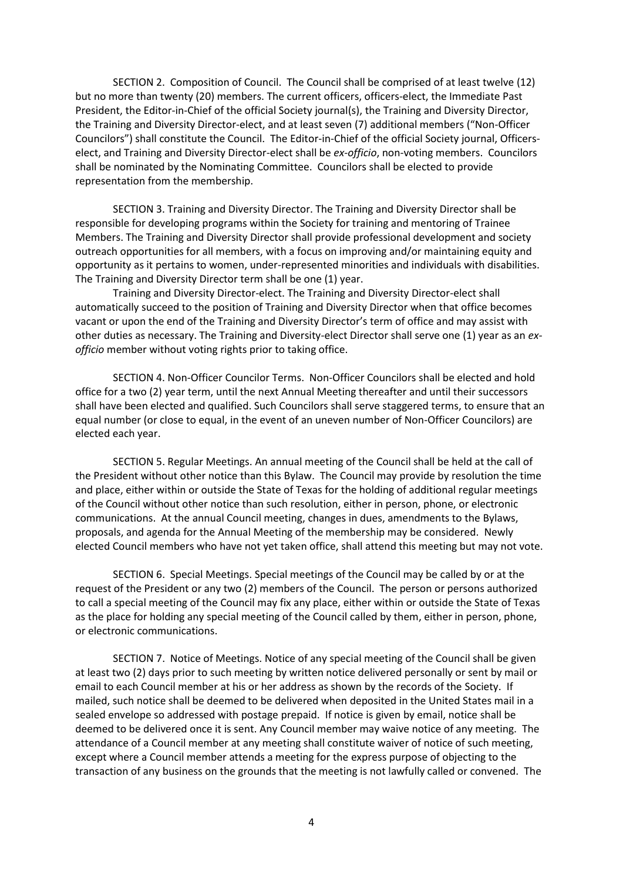SECTION 2. Composition of Council. The Council shall be comprised of at least twelve (12) but no more than twenty (20) members. The current officers, officers-elect, the Immediate Past President, the Editor-in-Chief of the official Society journal(s), the Training and Diversity Director, the Training and Diversity Director-elect, and at least seven (7) additional members ("Non-Officer Councilors") shall constitute the Council. The Editor-in-Chief of the official Society journal, Officers-elect, and Training and Diversity Director-elect shall be *ex-officio*, non-voting members. Councilors shall be nominated by the Nominating Committee. Councilors shall be elected to provide representation from the membership.

SECTION 3. Training and Diversity Director. The Training and Diversity Director shall be responsible for developing programs within the Society for training and mentoring of Trainee Members. The Training and Diversity Director shall provide professional development and society outreach opportunities for all members, with a focus on improving and/or maintaining equity and opportunity as it pertains to women, under-represented minorities and individuals with disabilities. The Training and Diversity Director term shall be one (1) year.

Training and Diversity Director-elect. The Training and Diversity Director-elect shall automatically succeed to the position of Training and Diversity Director when that office becomes vacant or upon the end of the Training and Diversity Director's term of office and may assist with other duties as necessary. The Training and Diversity-elect Director shall serve one (1) year as an *ex-officio* member without voting rights prior to taking office.

SECTION 4. Non-Officer Councilor Terms. Non-Officer Councilors shall be elected and hold office for a two (2) year term, until the next Annual Meeting thereafter and until their successors shall have been elected and qualified. Such Councilors shall serve staggered terms, to ensure that an equal number (or close to equal, in the event of an uneven number of Non-Officer Councilors) are elected each year.

SECTION 5. Regular Meetings. An annual meeting of the Council shall be held at the call of the President without other notice than this Bylaw. The Council may provide by resolution the time and place, either within or outside the State of Texas for the holding of additional regular meetings of the Council without other notice than such resolution, either in person, phone, or electronic communications. At the annual Council meeting, changes in dues, amendments to the Bylaws, proposals, and agenda for the Annual Meeting of the membership may be considered. Newly elected Council members who have not yet taken office, shall attend this meeting but may not vote.

SECTION 6. Special Meetings. Special meetings of the Council may be called by or at the request of the President or any two (2) members of the Council. The person or persons authorized to call a special meeting of the Council may fix any place, either within or outside the State of Texas as the place for holding any special meeting of the Council called by them, either in person, phone, or electronic communications.

SECTION 7. Notice of Meetings. Notice of any special meeting of the Council shall be given at least two (2) days prior to such meeting by written notice delivered personally or sent by mail or email to each Council member at his or her address as shown by the records of the Society. If mailed, such notice shall be deemed to be delivered when deposited in the United States mail in a sealed envelope so addressed with postage prepaid. If notice is given by email, notice shall be deemed to be delivered once it is sent. Any Council member may waive notice of any meeting. The attendance of a Council member at any meeting shall constitute waiver of notice of such meeting, except where a Council member attends a meeting for the express purpose of objecting to the transaction of any business on the grounds that the meeting is not lawfully called or convened. The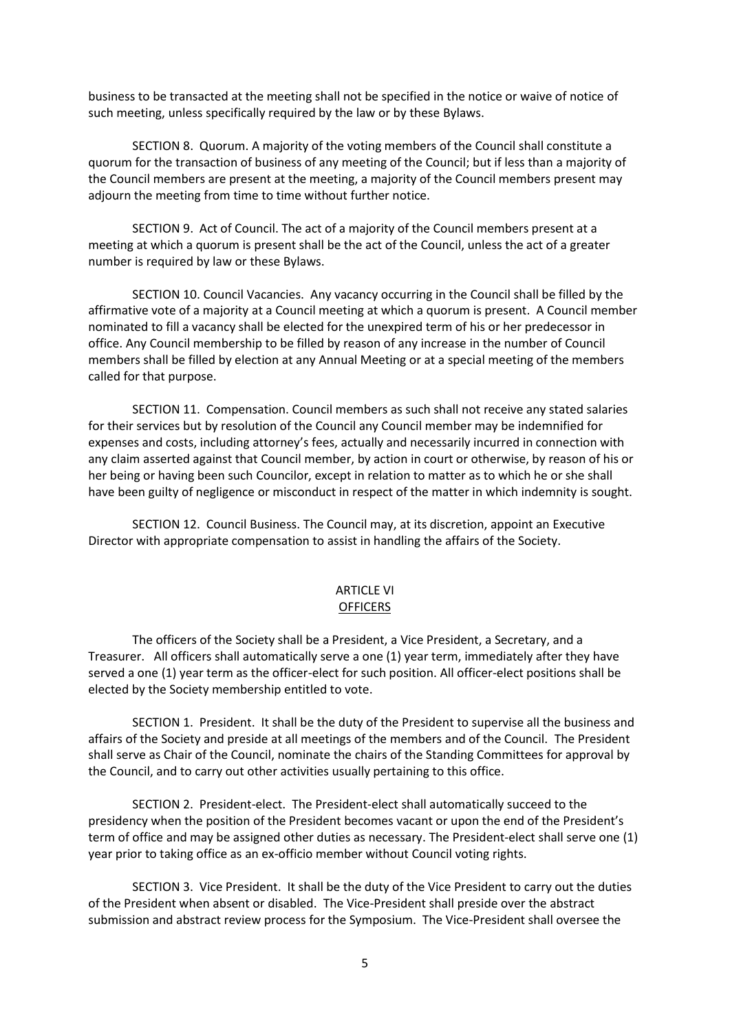business to be transacted at the meeting shall not be specified in the notice or waive of notice of such meeting, unless specifically required by the law or by these Bylaws.

SECTION 8. Quorum. A majority of the voting members of the Council shall constitute a quorum for the transaction of business of any meeting of the Council; but if less than a majority of the Council members are present at the meeting, a majority of the Council members present may adjourn the meeting from time to time without further notice.

SECTION 9. Act of Council. The act of a majority of the Council members present at a meeting at which a quorum is present shall be the act of the Council, unless the act of a greater number is required by law or these Bylaws.

SECTION 10. Council Vacancies. Any vacancy occurring in the Council shall be filled by the affirmative vote of a majority at a Council meeting at which a quorum is present. A Council member nominated to fill a vacancy shall be elected for the unexpired term of his or her predecessor in office. Any Council membership to be filled by reason of any increase in the number of Council members shall be filled by election at any Annual Meeting or at a special meeting of the members called for that purpose.

SECTION 11. Compensation. Council members as such shall not receive any stated salaries for their services but by resolution of the Council any Council member may be indemnified for expenses and costs, including attorney's fees, actually and necessarily incurred in connection with any claim asserted against that Council member, by action in court or otherwise, by reason of his or her being or having been such Councilor, except in relation to matter as to which he or she shall have been guilty of negligence or misconduct in respect of the matter in which indemnity is sought.

SECTION 12. Council Business. The Council may, at its discretion, appoint an Executive Director with appropriate compensation to assist in handling the affairs of the Society.

## ARTICLE VI
## OFFICERS

The officers of the Society shall be a President, a Vice President, a Secretary, and a Treasurer. All officers shall automatically serve a one (1) year term, immediately after they have served a one (1) year term as the officer-elect for such position. All officer-elect positions shall be elected by the Society membership entitled to vote.

SECTION 1. President. It shall be the duty of the President to supervise all the business and affairs of the Society and preside at all meetings of the members and of the Council. The President shall serve as Chair of the Council, nominate the chairs of the Standing Committees for approval by the Council, and to carry out other activities usually pertaining to this office.

SECTION 2. President-elect. The President-elect shall automatically succeed to the presidency when the position of the President becomes vacant or upon the end of the President's term of office and may be assigned other duties as necessary. The President-elect shall serve one (1) year prior to taking office as an ex-officio member without Council voting rights.

SECTION 3. Vice President. It shall be the duty of the Vice President to carry out the duties of the President when absent or disabled. The Vice-President shall preside over the abstract submission and abstract review process for the Symposium. The Vice-President shall oversee the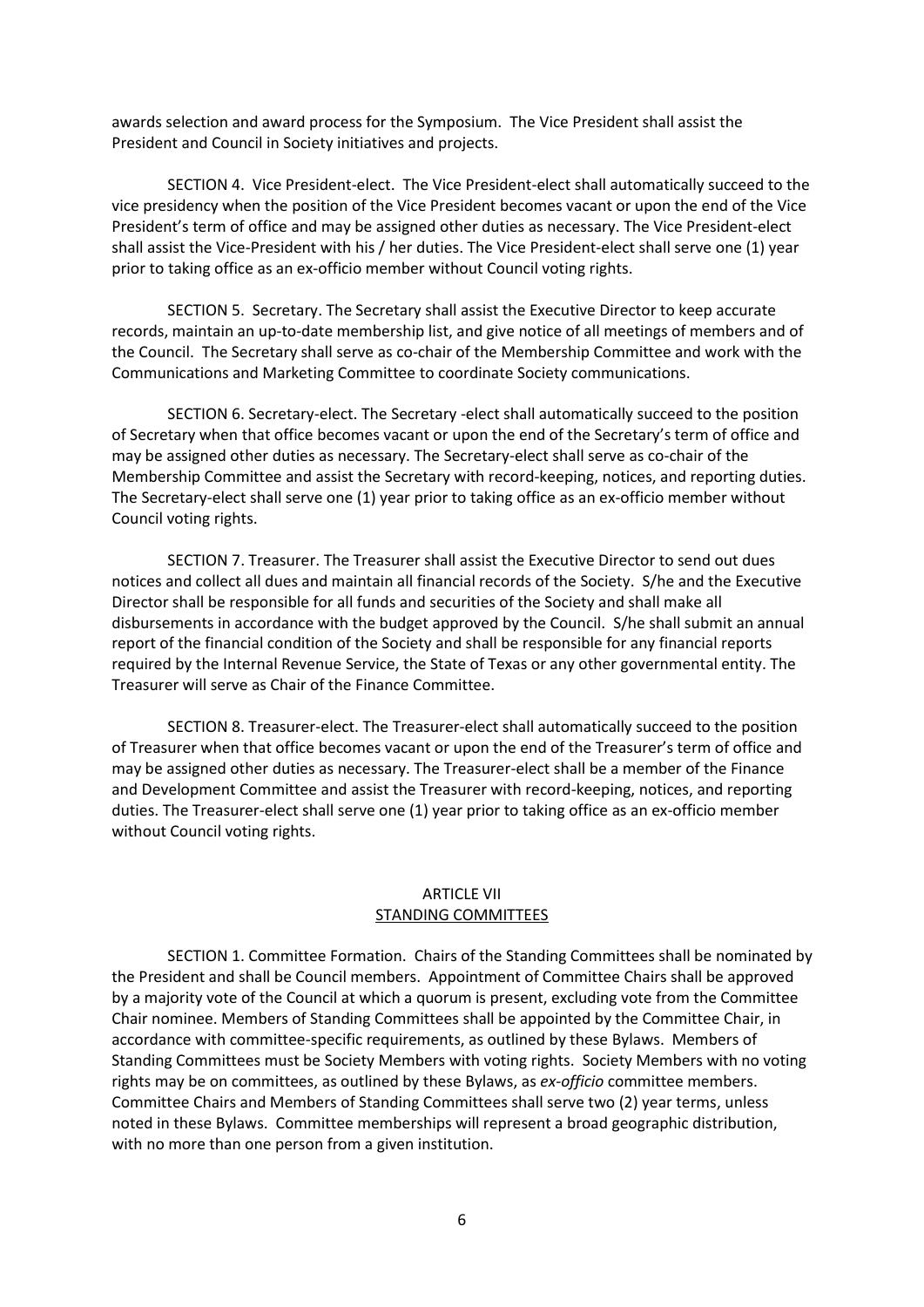awards selection and award process for the Symposium. The Vice President shall assist the President and Council in Society initiatives and projects.

SECTION 4. Vice President-elect. The Vice President-elect shall automatically succeed to the vice presidency when the position of the Vice President becomes vacant or upon the end of the Vice President's term of office and may be assigned other duties as necessary. The Vice President-elect shall assist the Vice-President with his / her duties. The Vice President-elect shall serve one (1) year prior to taking office as an ex-officio member without Council voting rights.

SECTION 5. Secretary. The Secretary shall assist the Executive Director to keep accurate records, maintain an up-to-date membership list, and give notice of all meetings of members and of the Council. The Secretary shall serve as co-chair of the Membership Committee and work with the Communications and Marketing Committee to coordinate Society communications.

SECTION 6. Secretary-elect. The Secretary -elect shall automatically succeed to the position of Secretary when that office becomes vacant or upon the end of the Secretary's term of office and may be assigned other duties as necessary. The Secretary-elect shall serve as co-chair of the Membership Committee and assist the Secretary with record-keeping, notices, and reporting duties. The Secretary-elect shall serve one (1) year prior to taking office as an ex-officio member without Council voting rights.

SECTION 7. Treasurer. The Treasurer shall assist the Executive Director to send out dues notices and collect all dues and maintain all financial records of the Society. S/he and the Executive Director shall be responsible for all funds and securities of the Society and shall make all disbursements in accordance with the budget approved by the Council. S/he shall submit an annual report of the financial condition of the Society and shall be responsible for any financial reports required by the Internal Revenue Service, the State of Texas or any other governmental entity. The Treasurer will serve as Chair of the Finance Committee.

SECTION 8. Treasurer-elect. The Treasurer-elect shall automatically succeed to the position of Treasurer when that office becomes vacant or upon the end of the Treasurer's term of office and may be assigned other duties as necessary. The Treasurer-elect shall be a member of the Finance and Development Committee and assist the Treasurer with record-keeping, notices, and reporting duties. The Treasurer-elect shall serve one (1) year prior to taking office as an ex-officio member without Council voting rights.

## ARTICLE VII
## STANDING COMMITTEES

SECTION 1. Committee Formation. Chairs of the Standing Committees shall be nominated by the President and shall be Council members. Appointment of Committee Chairs shall be approved by a majority vote of the Council at which a quorum is present, excluding vote from the Committee Chair nominee. Members of Standing Committees shall be appointed by the Committee Chair, in accordance with committee-specific requirements, as outlined by these Bylaws. Members of Standing Committees must be Society Members with voting rights. Society Members with no voting rights may be on committees, as outlined by these Bylaws, as *ex-officio* committee members. Committee Chairs and Members of Standing Committees shall serve two (2) year terms, unless noted in these Bylaws. Committee memberships will represent a broad geographic distribution, with no more than one person from a given institution.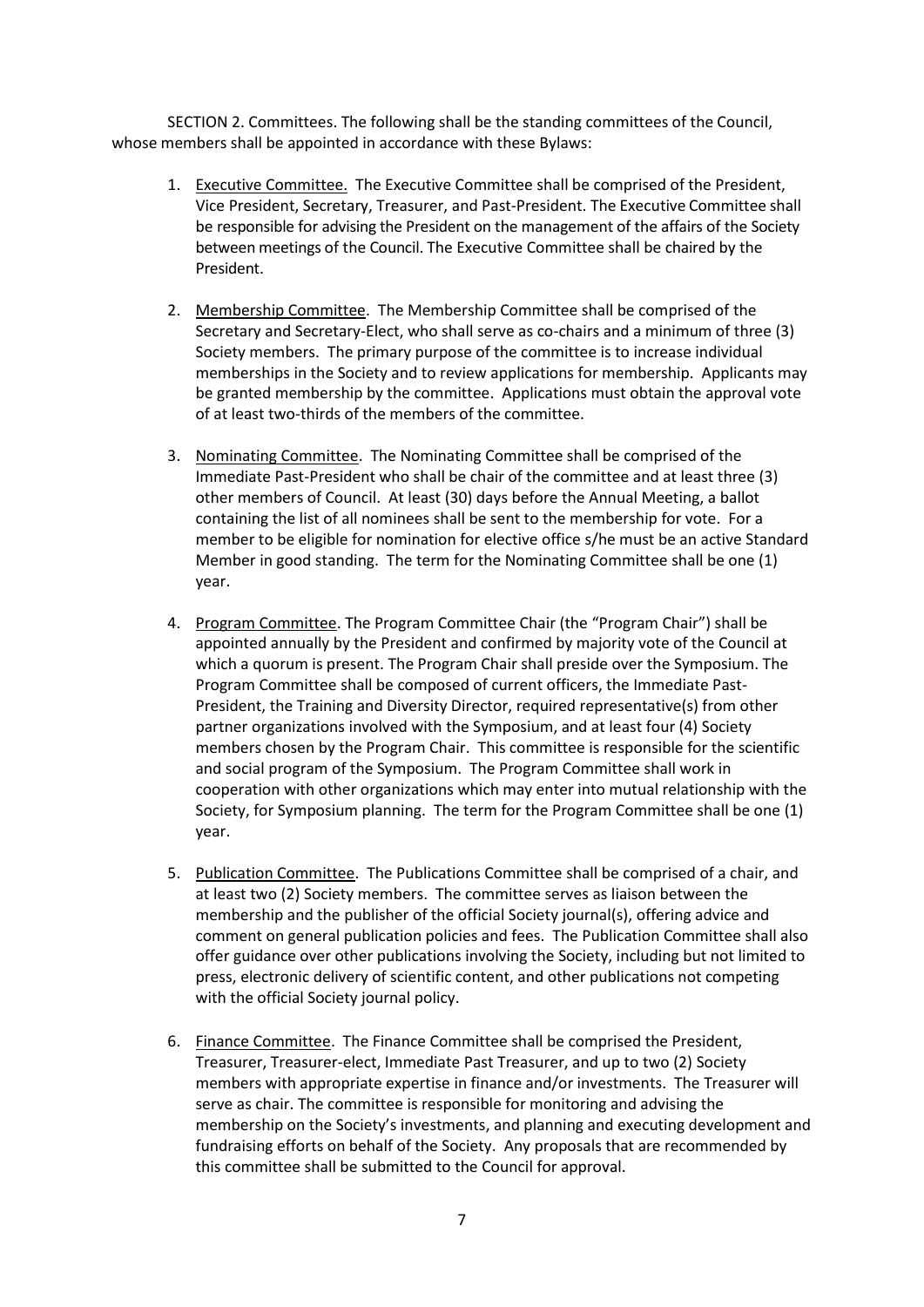SECTION 2. Committees. The following shall be the standing committees of the Council, whose members shall be appointed in accordance with these Bylaws:

1. <u>Executive Committee.</u> The Executive Committee shall be comprised of the President, Vice President, Secretary, Treasurer, and Past-President. The Executive Committee shall be responsible for advising the President on the management of the affairs of the Society between meetings of the Council. The Executive Committee shall be chaired by the President.

2. <u>Membership Committee</u>. The Membership Committee shall be comprised of the Secretary and Secretary-Elect, who shall serve as co-chairs and a minimum of three (3) Society members. The primary purpose of the committee is to increase individual memberships in the Society and to review applications for membership. Applicants may be granted membership by the committee. Applications must obtain the approval vote of at least two-thirds of the members of the committee.

3. <u>Nominating Committee</u>. The Nominating Committee shall be comprised of the Immediate Past-President who shall be chair of the committee and at least three (3) other members of Council. At least (30) days before the Annual Meeting, a ballot containing the list of all nominees shall be sent to the membership for vote. For a member to be eligible for nomination for elective office s/he must be an active Standard Member in good standing. The term for the Nominating Committee shall be one (1) year.

4. <u>Program Committee</u>. The Program Committee Chair (the "Program Chair") shall be appointed annually by the President and confirmed by majority vote of the Council at which a quorum is present. The Program Chair shall preside over the Symposium. The Program Committee shall be composed of current officers, the Immediate Past-President, the Training and Diversity Director, required representative(s) from other partner organizations involved with the Symposium, and at least four (4) Society members chosen by the Program Chair. This committee is responsible for the scientific and social program of the Symposium. The Program Committee shall work in cooperation with other organizations which may enter into mutual relationship with the Society, for Symposium planning. The term for the Program Committee shall be one (1) year.

5. <u>Publication Committee</u>. The Publications Committee shall be comprised of a chair, and at least two (2) Society members. The committee serves as liaison between the membership and the publisher of the official Society journal(s), offering advice and comment on general publication policies and fees. The Publication Committee shall also offer guidance over other publications involving the Society, including but not limited to press, electronic delivery of scientific content, and other publications not competing with the official Society journal policy.

6. <u>Finance Committee</u>. The Finance Committee shall be comprised the President, Treasurer, Treasurer-elect, Immediate Past Treasurer, and up to two (2) Society members with appropriate expertise in finance and/or investments. The Treasurer will serve as chair. The committee is responsible for monitoring and advising the membership on the Society's investments, and planning and executing development and fundraising efforts on behalf of the Society. Any proposals that are recommended by this committee shall be submitted to the Council for approval.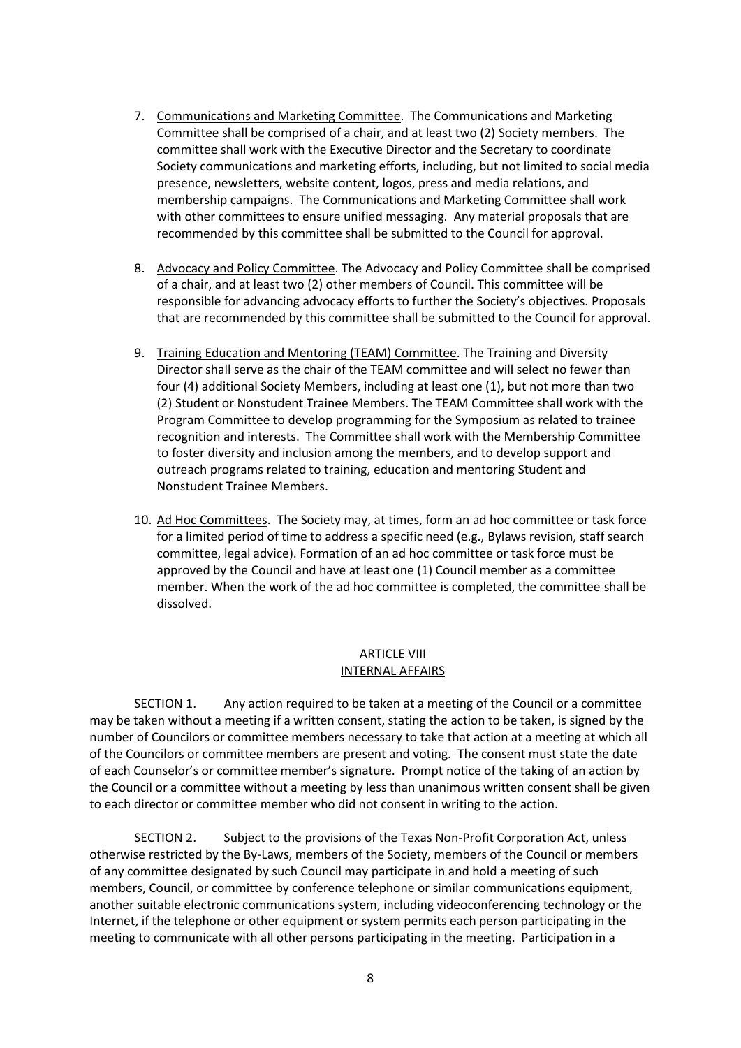7. Communications and Marketing Committee. The Communications and Marketing Committee shall be comprised of a chair, and at least two (2) Society members. The committee shall work with the Executive Director and the Secretary to coordinate Society communications and marketing efforts, including, but not limited to social media presence, newsletters, website content, logos, press and media relations, and membership campaigns. The Communications and Marketing Committee shall work with other committees to ensure unified messaging. Any material proposals that are recommended by this committee shall be submitted to the Council for approval.

8. Advocacy and Policy Committee. The Advocacy and Policy Committee shall be comprised of a chair, and at least two (2) other members of Council. This committee will be responsible for advancing advocacy efforts to further the Society's objectives. Proposals that are recommended by this committee shall be submitted to the Council for approval.

9. Training Education and Mentoring (TEAM) Committee. The Training and Diversity Director shall serve as the chair of the TEAM committee and will select no fewer than four (4) additional Society Members, including at least one (1), but not more than two (2) Student or Nonstudent Trainee Members. The TEAM Committee shall work with the Program Committee to develop programming for the Symposium as related to trainee recognition and interests. The Committee shall work with the Membership Committee to foster diversity and inclusion among the members, and to develop support and outreach programs related to training, education and mentoring Student and Nonstudent Trainee Members.

10. Ad Hoc Committees. The Society may, at times, form an ad hoc committee or task force for a limited period of time to address a specific need (e.g., Bylaws revision, staff search committee, legal advice). Formation of an ad hoc committee or task force must be approved by the Council and have at least one (1) Council member as a committee member. When the work of the ad hoc committee is completed, the committee shall be dissolved.

## ARTICLE VIII
## INTERNAL AFFAIRS

SECTION 1. Any action required to be taken at a meeting of the Council or a committee may be taken without a meeting if a written consent, stating the action to be taken, is signed by the number of Councilors or committee members necessary to take that action at a meeting at which all of the Councilors or committee members are present and voting. The consent must state the date of each Counselor's or committee member's signature. Prompt notice of the taking of an action by the Council or a committee without a meeting by less than unanimous written consent shall be given to each director or committee member who did not consent in writing to the action.

SECTION 2. Subject to the provisions of the Texas Non-Profit Corporation Act, unless otherwise restricted by the By-Laws, members of the Society, members of the Council or members of any committee designated by such Council may participate in and hold a meeting of such members, Council, or committee by conference telephone or similar communications equipment, another suitable electronic communications system, including videoconferencing technology or the Internet, if the telephone or other equipment or system permits each person participating in the meeting to communicate with all other persons participating in the meeting. Participation in a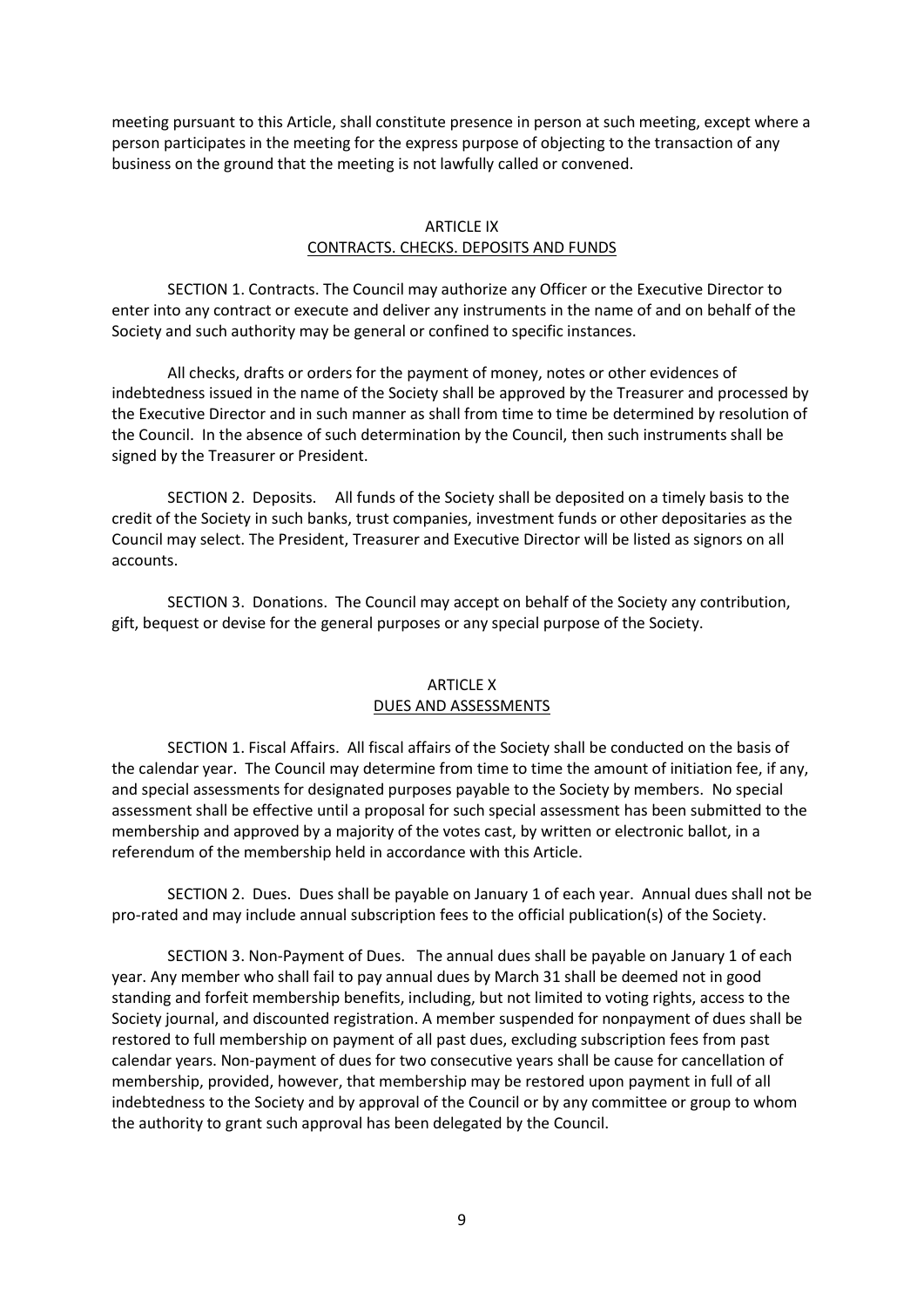meeting pursuant to this Article, shall constitute presence in person at such meeting, except where a person participates in the meeting for the express purpose of objecting to the transaction of any business on the ground that the meeting is not lawfully called or convened.

## ARTICLE IX
## CONTRACTS. CHECKS. DEPOSITS AND FUNDS

SECTION 1. Contracts. The Council may authorize any Officer or the Executive Director to enter into any contract or execute and deliver any instruments in the name of and on behalf of the Society and such authority may be general or confined to specific instances.

All checks, drafts or orders for the payment of money, notes or other evidences of indebtedness issued in the name of the Society shall be approved by the Treasurer and processed by the Executive Director and in such manner as shall from time to time be determined by resolution of the Council. In the absence of such determination by the Council, then such instruments shall be signed by the Treasurer or President.

SECTION 2. Deposits. All funds of the Society shall be deposited on a timely basis to the credit of the Society in such banks, trust companies, investment funds or other depositaries as the Council may select. The President, Treasurer and Executive Director will be listed as signors on all accounts.

SECTION 3. Donations. The Council may accept on behalf of the Society any contribution, gift, bequest or devise for the general purposes or any special purpose of the Society.

## ARTICLE X
## DUES AND ASSESSMENTS

SECTION 1. Fiscal Affairs. All fiscal affairs of the Society shall be conducted on the basis of the calendar year. The Council may determine from time to time the amount of initiation fee, if any, and special assessments for designated purposes payable to the Society by members. No special assessment shall be effective until a proposal for such special assessment has been submitted to the membership and approved by a majority of the votes cast, by written or electronic ballot, in a referendum of the membership held in accordance with this Article.

SECTION 2. Dues. Dues shall be payable on January 1 of each year. Annual dues shall not be pro-rated and may include annual subscription fees to the official publication(s) of the Society.

SECTION 3. Non-Payment of Dues. The annual dues shall be payable on January 1 of each year. Any member who shall fail to pay annual dues by March 31 shall be deemed not in good standing and forfeit membership benefits, including, but not limited to voting rights, access to the Society journal, and discounted registration. A member suspended for nonpayment of dues shall be restored to full membership on payment of all past dues, excluding subscription fees from past calendar years. Non-payment of dues for two consecutive years shall be cause for cancellation of membership, provided, however, that membership may be restored upon payment in full of all indebtedness to the Society and by approval of the Council or by any committee or group to whom the authority to grant such approval has been delegated by the Council.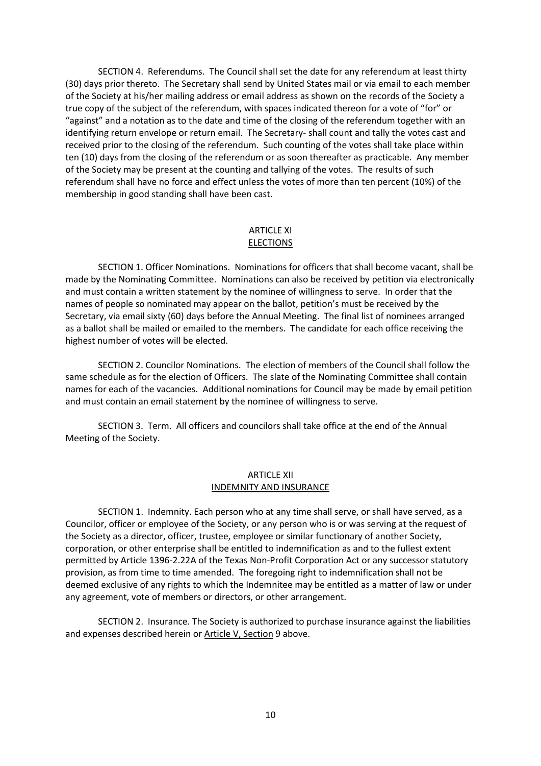SECTION 4. Referendums. The Council shall set the date for any referendum at least thirty (30) days prior thereto. The Secretary shall send by United States mail or via email to each member of the Society at his/her mailing address or email address as shown on the records of the Society a true copy of the subject of the referendum, with spaces indicated thereon for a vote of "for" or "against" and a notation as to the date and time of the closing of the referendum together with an identifying return envelope or return email. The Secretary- shall count and tally the votes cast and received prior to the closing of the referendum. Such counting of the votes shall take place within ten (10) days from the closing of the referendum or as soon thereafter as practicable. Any member of the Society may be present at the counting and tallying of the votes. The results of such referendum shall have no force and effect unless the votes of more than ten percent (10%) of the membership in good standing shall have been cast.

## ARTICLE XI
## ELECTIONS

SECTION 1. Officer Nominations. Nominations for officers that shall become vacant, shall be made by the Nominating Committee. Nominations can also be received by petition via electronically and must contain a written statement by the nominee of willingness to serve. In order that the names of people so nominated may appear on the ballot, petition's must be received by the Secretary, via email sixty (60) days before the Annual Meeting. The final list of nominees arranged as a ballot shall be mailed or emailed to the members. The candidate for each office receiving the highest number of votes will be elected.

SECTION 2. Councilor Nominations. The election of members of the Council shall follow the same schedule as for the election of Officers. The slate of the Nominating Committee shall contain names for each of the vacancies. Additional nominations for Council may be made by email petition and must contain an email statement by the nominee of willingness to serve.

SECTION 3. Term. All officers and councilors shall take office at the end of the Annual Meeting of the Society.

## ARTICLE XII
## INDEMNITY AND INSURANCE

SECTION 1. Indemnity. Each person who at any time shall serve, or shall have served, as a Councilor, officer or employee of the Society, or any person who is or was serving at the request of the Society as a director, officer, trustee, employee or similar functionary of another Society, corporation, or other enterprise shall be entitled to indemnification as and to the fullest extent permitted by Article 1396-2.22A of the Texas Non-Profit Corporation Act or any successor statutory provision, as from time to time amended. The foregoing right to indemnification shall not be deemed exclusive of any rights to which the Indemnitee may be entitled as a matter of law or under any agreement, vote of members or directors, or other arrangement.

SECTION 2. Insurance. The Society is authorized to purchase insurance against the liabilities and expenses described herein or Article V, Section 9 above.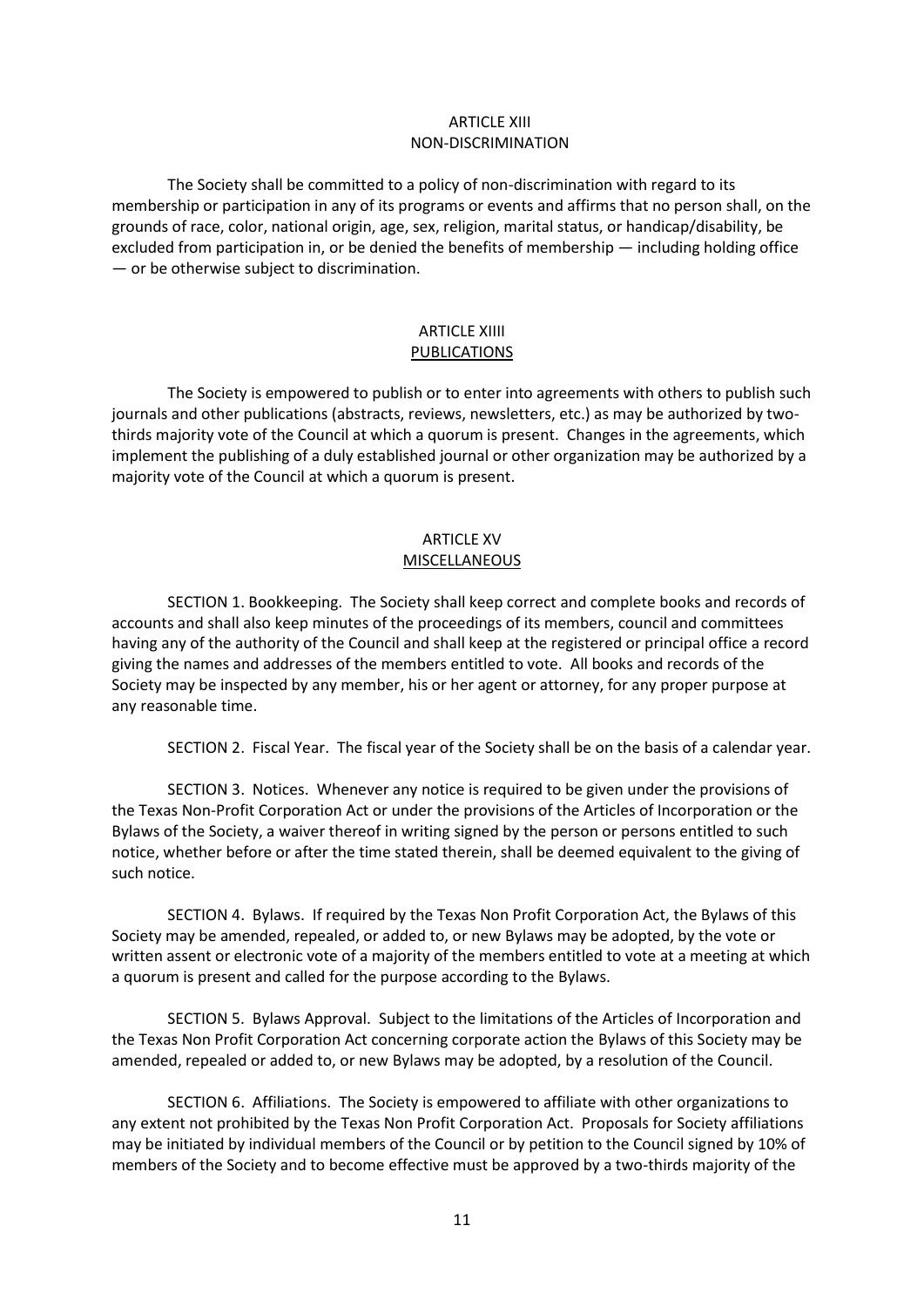## ARTICLE XIII
## NON-DISCRIMINATION

The Society shall be committed to a policy of non-discrimination with regard to its membership or participation in any of its programs or events and affirms that no person shall, on the grounds of race, color, national origin, age, sex, religion, marital status, or handicap/disability, be excluded from participation in, or be denied the benefits of membership — including holding office — or be otherwise subject to discrimination.

## ARTICLE XIIII
## PUBLICATIONS

The Society is empowered to publish or to enter into agreements with others to publish such journals and other publications (abstracts, reviews, newsletters, etc.) as may be authorized by two-thirds majority vote of the Council at which a quorum is present. Changes in the agreements, which implement the publishing of a duly established journal or other organization may be authorized by a majority vote of the Council at which a quorum is present.

## ARTICLE XV
## MISCELLANEOUS

SECTION 1. Bookkeeping. The Society shall keep correct and complete books and records of accounts and shall also keep minutes of the proceedings of its members, council and committees having any of the authority of the Council and shall keep at the registered or principal office a record giving the names and addresses of the members entitled to vote. All books and records of the Society may be inspected by any member, his or her agent or attorney, for any proper purpose at any reasonable time.

SECTION 2. Fiscal Year. The fiscal year of the Society shall be on the basis of a calendar year.

SECTION 3. Notices. Whenever any notice is required to be given under the provisions of the Texas Non-Profit Corporation Act or under the provisions of the Articles of Incorporation or the Bylaws of the Society, a waiver thereof in writing signed by the person or persons entitled to such notice, whether before or after the time stated therein, shall be deemed equivalent to the giving of such notice.

SECTION 4. Bylaws. If required by the Texas Non Profit Corporation Act, the Bylaws of this Society may be amended, repealed, or added to, or new Bylaws may be adopted, by the vote or written assent or electronic vote of a majority of the members entitled to vote at a meeting at which a quorum is present and called for the purpose according to the Bylaws.

SECTION 5. Bylaws Approval. Subject to the limitations of the Articles of Incorporation and the Texas Non Profit Corporation Act concerning corporate action the Bylaws of this Society may be amended, repealed or added to, or new Bylaws may be adopted, by a resolution of the Council.

SECTION 6. Affiliations. The Society is empowered to affiliate with other organizations to any extent not prohibited by the Texas Non Profit Corporation Act. Proposals for Society affiliations may be initiated by individual members of the Council or by petition to the Council signed by 10% of members of the Society and to become effective must be approved by a two-thirds majority of the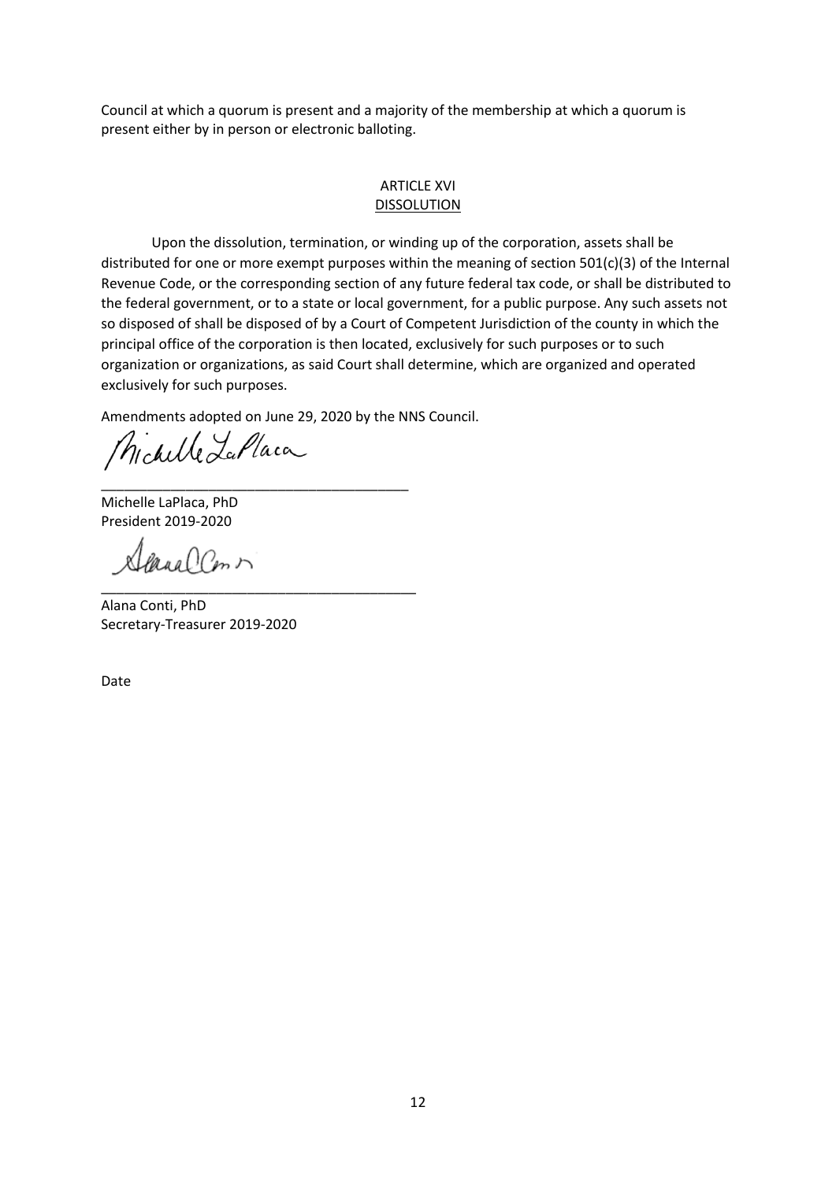Council at which a quorum is present and a majority of the membership at which a quorum is present either by in person or electronic balloting.

## ARTICLE XVI
## DISSOLUTION

Upon the dissolution, termination, or winding up of the corporation, assets shall be distributed for one or more exempt purposes within the meaning of section 501(c)(3) of the Internal Revenue Code, or the corresponding section of any future federal tax code, or shall be distributed to the federal government, or to a state or local government, for a public purpose. Any such assets not so disposed of shall be disposed of by a Court of Competent Jurisdiction of the county in which the principal office of the corporation is then located, exclusively for such purposes or to such organization or organizations, as said Court shall determine, which are organized and operated exclusively for such purposes.

Amendments adopted on June 29, 2020 by the NNS Council.

Michelle LaPlaca

________________________________________

Michelle LaPlaca, PhD
President 2019-2020

Alana Conti

________________________________________

Alana Conti, PhD
Secretary-Treasurer 2019-2020

Date